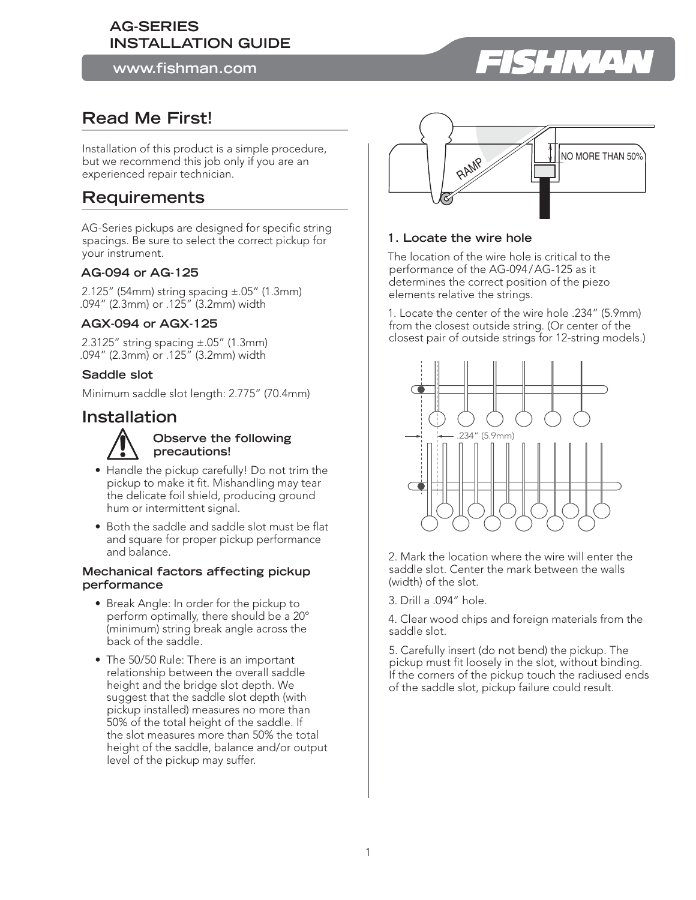# AG-SERIES INSTALLATION GUIDE

www.fishman.com

## Read Me First!

Installation of this product is a simple procedure, but we recommend this job only if you are an experienced repair technician.

## Requirements

AG-Series pickups are designed for specific string spacings. Be sure to select the correct pickup for your instrument.

### AG-094 or AG-125

2.125" (54mm) string spacing ±.05" (1.3mm)
.094" (2.3mm) or .125" (3.2mm) width

### AGX-094 or AGX-125

2.3125" string spacing ±.05" (1.3mm)
.094" (2.3mm) or .125" (3.2mm) width

### Saddle slot

Minimum saddle slot length: 2.775" (70.4mm)

## Installation

### Observe the following precautions!

- Handle the pickup carefully! Do not trim the pickup to make it fit. Mishandling may tear the delicate foil shield, producing ground hum or intermittent signal.
- Both the saddle and saddle slot must be flat and square for proper pickup performance and balance.

### Mechanical factors affecting pickup performance

- Break Angle: In order for the pickup to perform optimally, there should be a 20° (minimum) string break angle across the back of the saddle.
- The 50/50 Rule: There is an important relationship between the overall saddle height and the bridge slot depth. We suggest that the saddle slot depth (with pickup installed) measures no more than 50% of the total height of the saddle. If the slot measures more than 50% the total height of the saddle, balance and/or output level of the pickup may suffer.

RAMP

NO MORE THAN 50%

### 1. Locate the wire hole

The location of the wire hole is critical to the performance of the AG-094/AG-125 as it determines the correct position of the piezo elements relative the strings.

1. Locate the center of the wire hole .234" (5.9mm) from the closest outside string. (Or center of the closest pair of outside strings for 12-string models.)

.234" (5.9mm)

2. Mark the location where the wire will enter the saddle slot. Center the mark between the walls (width) of the slot.

3. Drill a .094" hole.

4. Clear wood chips and foreign materials from the saddle slot.

5. Carefully insert (do not bend) the pickup. The pickup must fit loosely in the slot, without binding. If the corners of the pickup touch the radiused ends of the saddle slot, pickup failure could result.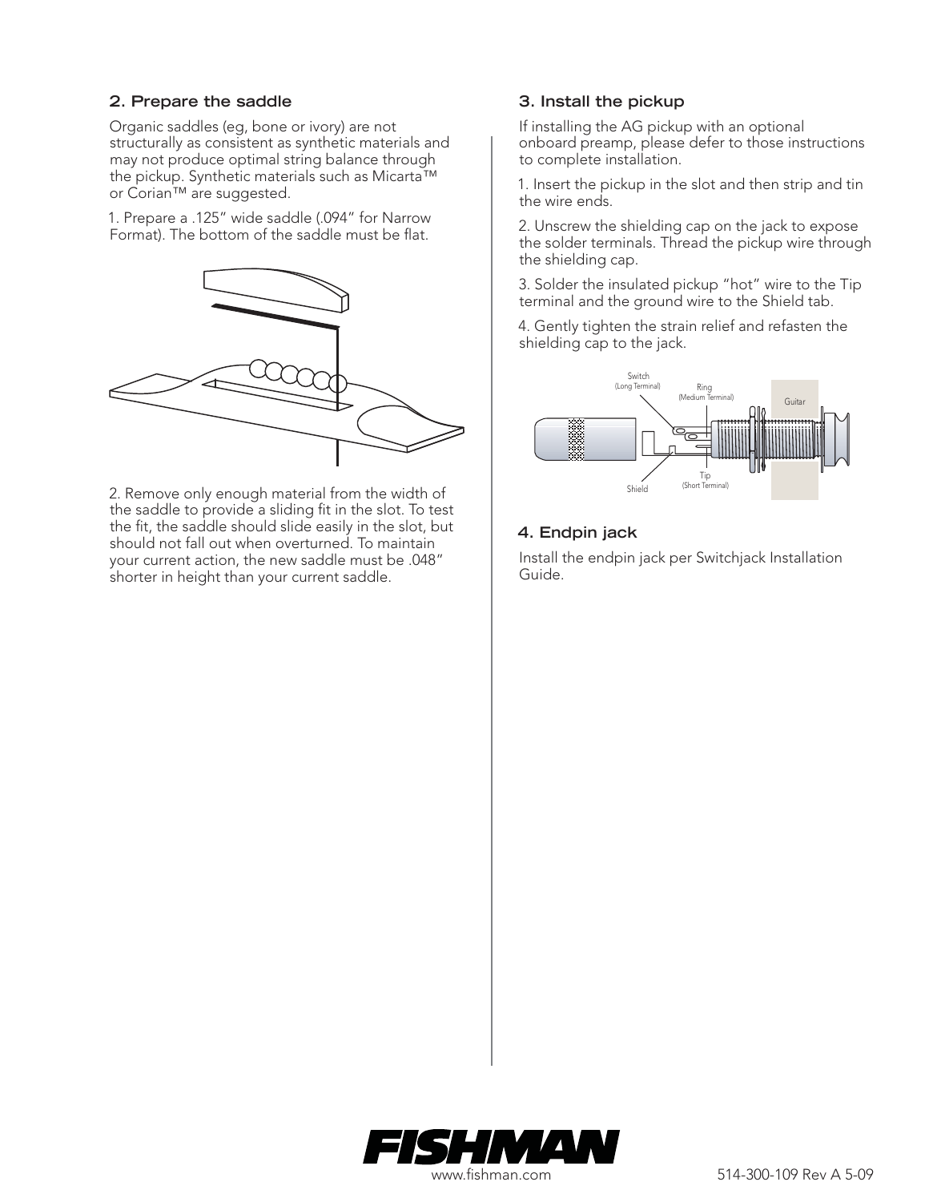## 2. Prepare the saddle

Organic saddles (eg, bone or ivory) are not structurally as consistent as synthetic materials and may not produce optimal string balance through the pickup. Synthetic materials such as Micarta™ or Corian™ are suggested.

1. Prepare a .125" wide saddle (.094" for Narrow Format). The bottom of the saddle must be flat.

2. Remove only enough material from the width of the saddle to provide a sliding fit in the slot. To test the fit, the saddle should slide easily in the slot, but should not fall out when overturned. To maintain your current action, the new saddle must be .048" shorter in height than your current saddle.

## 3. Install the pickup

If installing the AG pickup with an optional onboard preamp, please defer to those instructions to complete installation.

1. Insert the pickup in the slot and then strip and tin the wire ends.

2. Unscrew the shielding cap on the jack to expose the solder terminals. Thread the pickup wire through the shielding cap.

3. Solder the insulated pickup "hot" wire to the Tip terminal and the ground wire to the Shield tab.

4. Gently tighten the strain relief and refasten the shielding cap to the jack.

Switch
(Long Terminal)
Ring
(Medium Terminal)
Guitar
Shield
Tip
(Short Terminal)

## 4. Endpin jack

Install the endpin jack per Switchjack Installation Guide.

FISHMAN
www.fishman.com

514-300-109 Rev A 5-09